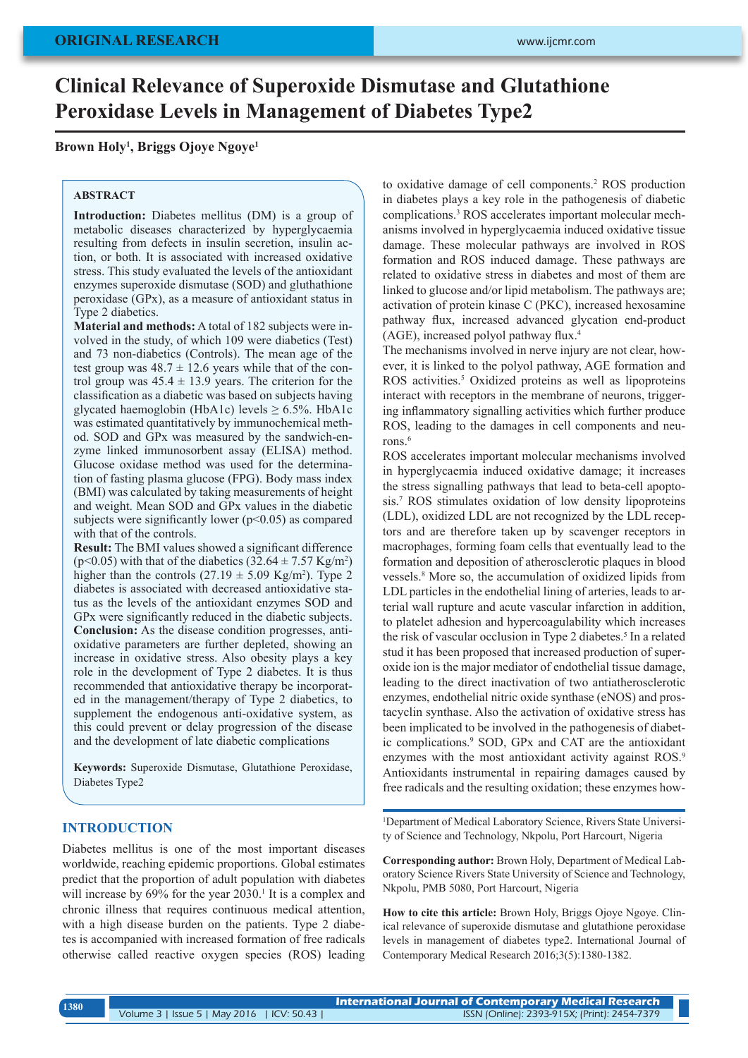# Clinical Relevance of Superoxide Dismutase and Glutathione Peroxidase Levels in Management of Diabetes Type2

**Brown Holy[1], Briggs Ojoye Ngoye[1]**

## ABSTRACT

**Introduction:** Diabetes mellitus (DM) is a group of metabolic diseases characterized by hyperglycaemia resulting from defects in insulin secretion, insulin action, or both. It is associated with increased oxidative stress. This study evaluated the levels of the antioxidant enzymes superoxide dismutase (SOD) and gluthathione peroxidase (GPx), as a measure of antioxidant status in Type 2 diabetics.

**Material and methods:** A total of 182 subjects were involved in the study, of which 109 were diabetics (Test) and 73 non-diabetics (Controls). The mean age of the test group was 48.7 ± 12.6 years while that of the control group was 45.4 ± 13.9 years. The criterion for the classification as a diabetic was based on subjects having glycated haemoglobin (HbA1c) levels ≥ 6.5%. HbA1c was estimated quantitatively by immunochemical method. SOD and GPx was measured by the sandwich-enzyme linked immunosorbent assay (ELISA) method. Glucose oxidase method was used for the determination of fasting plasma glucose (FPG). Body mass index (BMI) was calculated by taking measurements of height and weight. Mean SOD and GPx values in the diabetic subjects were significantly lower ($p<0.05$) as compared with that of the controls.

**Result:** The BMI values showed a significant difference ($p<0.05$) with that of the diabetics (32.64 ± 7.57 Kg/m$^2$) higher than the controls (27.19 ± 5.09 Kg/m$^2$). Type 2 diabetes is associated with decreased antioxidative status as the levels of the antioxidant enzymes SOD and GPx were significantly reduced in the diabetic subjects.

**Conclusion:** As the disease condition progresses, antioxidant parameters are further depleted, showing an increase in oxidative stress. Also obesity plays a key role in the development of Type 2 diabetes. It is thus recommended that antioxidative therapy be incorporated in the management/therapy of Type 2 diabetics, to supplement the endogenous anti-oxidative system, as this could prevent or delay progression of the disease and the development of late diabetic complications

**Keywords:** Superoxide Dismutase, Glutathione Peroxidase, Diabetes Type2

## INTRODUCTION

Diabetes mellitus is one of the most important diseases worldwide, reaching epidemic proportions. Global estimates predict that the proportion of adult population with diabetes will increase by 69% for the year 2030.[1] It is a complex and chronic illness that requires continuous medical attention, with a high disease burden on the patients. Type 2 diabetes is accompanied with increased formation of free radicals otherwise called reactive oxygen species (ROS) leading to oxidative damage of cell components.[2] ROS production in diabetes plays a key role in the pathogenesis of diabetic complications.[3] ROS accelerates important molecular mechanisms involved in hyperglycaemia induced oxidative tissue damage. These molecular pathways are involved in ROS formation and ROS induced damage. These pathways are related to oxidative stress in diabetes and most of them are linked to glucose and/or lipid metabolism. The pathways are; activation of protein kinase C (PKC), increased hexosamine pathway flux, increased advanced glycation end-product (AGE), increased polyol pathway flux.[4]

The mechanisms involved in nerve injury are not clear, however, it is linked to the polyol pathway, AGE formation and ROS activities.[5] Oxidized proteins as well as lipoproteins interact with receptors in the membrane of neurons, triggering inflammatory signalling activities which further produce ROS, leading to the damages in cell components and neurons.[6]

ROS accelerates important molecular mechanisms involved in hyperglycaemia induced oxidative damage; it increases the stress signalling pathways that lead to beta-cell apoptosis.[7] ROS stimulates oxidation of low density lipoproteins (LDL), oxidized LDL are not recognized by the LDL receptors and are therefore taken up by scavenger receptors in macrophages, forming foam cells that eventually lead to the formation and deposition of atherosclerotic plaques in blood vessels.[8] More so, the accumulation of oxidized lipids from LDL particles in the endothelial lining of arteries, leads to arterial wall rupture and acute vascular infarction in addition, to platelet adhesion and hypercoagulability which increases the risk of vascular occlusion in Type 2 diabetes.[5] In a related stud it has been proposed that increased production of superoxide ion is the major mediator of endothelial tissue damage, leading to the direct inactivation of two antiatherosclerotic enzymes, endothelial nitric oxide synthase (eNOS) and prostacyclin synthase. Also the activation of oxidative stress has been implicated to be involved in the pathogenesis of diabetic complications.[9] SOD, GPx and CAT are the antioxidant enzymes with the most antioxidant activity against ROS.[9] Antioxidants instrumental in repairing damages caused by free radicals and the resulting oxidation; these enzymes how-

[1]Department of Medical Laboratory Science, Rivers State University of Science and Technology, Nkpolu, Port Harcourt, Nigeria

**Corresponding author:** Brown Holy, Department of Medical Laboratory Science Rivers State University of Science and Technology, Nkpolu, PMB 5080, Port Harcourt, Nigeria

**How to cite this article:** Brown Holy, Briggs Ojoye Ngoye. Clinical relevance of superoxide dismutase and glutathione peroxidase levels in management of diabetes type2. International Journal of Contemporary Medical Research 2016;3(5):1380-1382.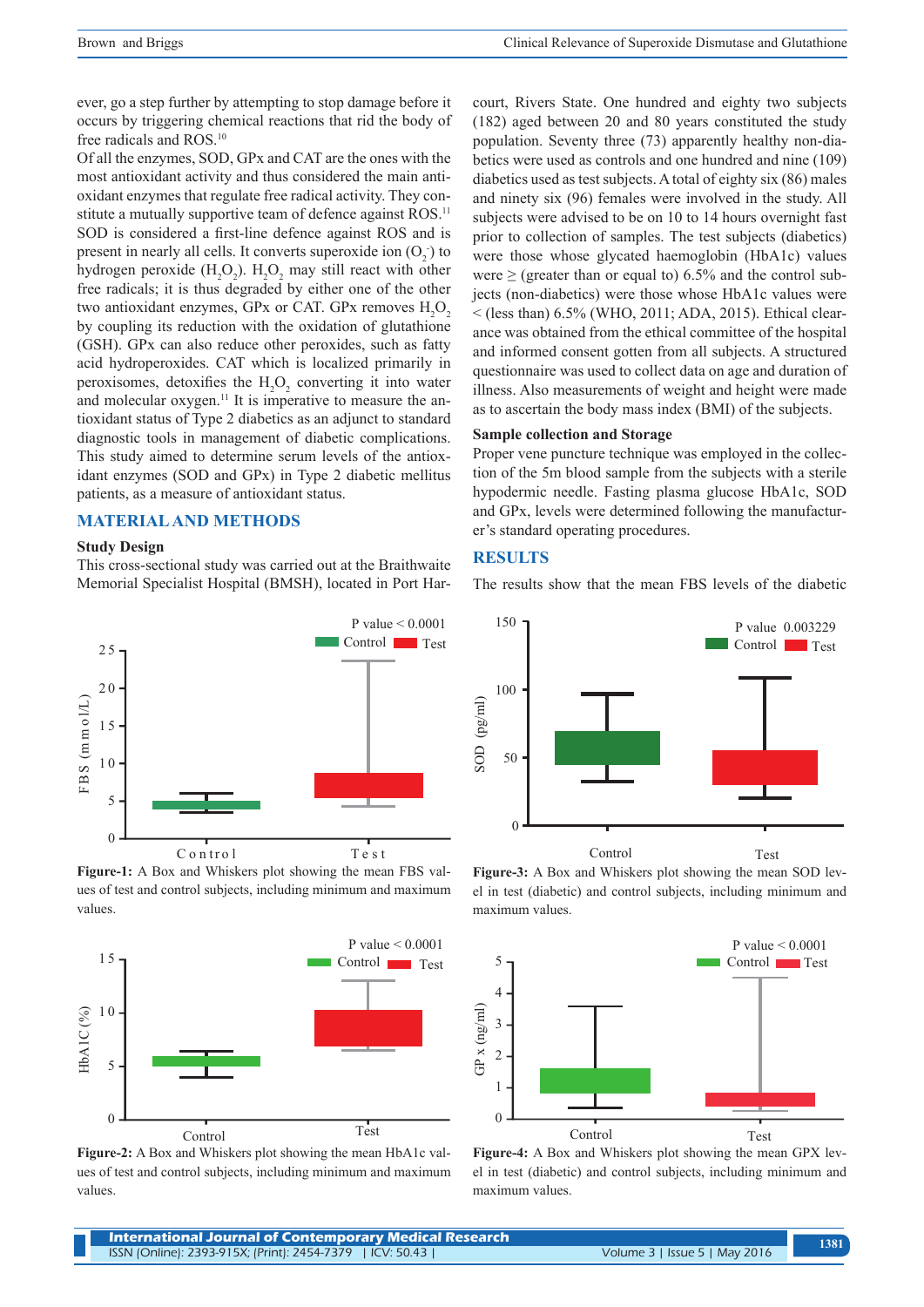ever, go a step further by attempting to stop damage before it occurs by triggering chemical reactions that rid the body of free radicals and ROS.[10]

Of all the enzymes, SOD, GPx and CAT are the ones with the most antioxidant activity and thus considered the main antioxidant enzymes that regulate free radical activity. They constitute a mutually supportive team of defence against ROS.[11] SOD is considered a first-line defence against ROS and is present in nearly all cells. It converts superoxide ion ($O_2^-$) to hydrogen peroxide ($H_2O_2$). $H_2O_2$ may still react with other free radicals; it is thus degraded by either one of the other two antioxidant enzymes, GPx or CAT. GPx removes $H_2O_2$ by coupling its reduction with the oxidation of glutathione (GSH). GPx can also reduce other peroxides, such as fatty acid hydroperoxides. CAT which is localized primarily in peroxisomes, detoxifies the $H_2O_2$ converting it into water and molecular oxygen.[11] It is imperative to measure the antioxidant status of Type 2 diabetics as an adjunct to standard diagnostic tools in management of diabetic complications. This study aimed to determine serum levels of the antioxidant enzymes (SOD and GPx) in Type 2 diabetic mellitus patients, as a measure of antioxidant status.

## MATERIAL AND METHODS

### Study Design

This cross-sectional study was carried out at the Braithwaite Memorial Specialist Hospital (BMSH), located in Port Harcourt, Rivers State. One hundred and eighty two subjects (182) aged between 20 and 80 years constituted the study population. Seventy three (73) apparently healthy non-diabetics were used as controls and one hundred and nine (109) diabetics used as test subjects. A total of eighty six (86) males and ninety six (96) females were involved in the study. All subjects were advised to be on 10 to 14 hours overnight fast prior to collection of samples. The test subjects (diabetics) were those whose glycated haemoglobin (HbA1c) values were ≥ (greater than or equal to) 6.5% and the control subjects (non-diabetics) were those whose HbA1c values were < (less than) 6.5% (WHO, 2011; ADA, 2015). Ethical clearance was obtained from the ethical committee of the hospital and informed consent gotten from all subjects. A structured questionnaire was used to collect data on age and duration of illness. Also measurements of weight and height were made as to ascertain the body mass index (BMI) of the subjects.

### Sample collection and Storage

Proper vene puncture technique was employed in the collection of the 5m blood sample from the subjects with a sterile hypodermic needle. Fasting plasma glucose HbA1c, SOD and GPx, levels were determined following the manufacturer's standard operating procedures.

## RESULTS

The results show that the mean FBS levels of the diabetic

**Figure-1:** A Box and Whiskers plot showing the mean FBS values of test and control subjects, including minimum and maximum values.

**Figure-2:** A Box and Whiskers plot showing the mean HbA1c values of test and control subjects, including minimum and maximum values.

**Figure-3:** A Box and Whiskers plot showing the mean SOD level in test (diabetic) and control subjects, including minimum and maximum values.

**Figure-4:** A Box and Whiskers plot showing the mean GPX level in test (diabetic) and control subjects, including minimum and maximum values.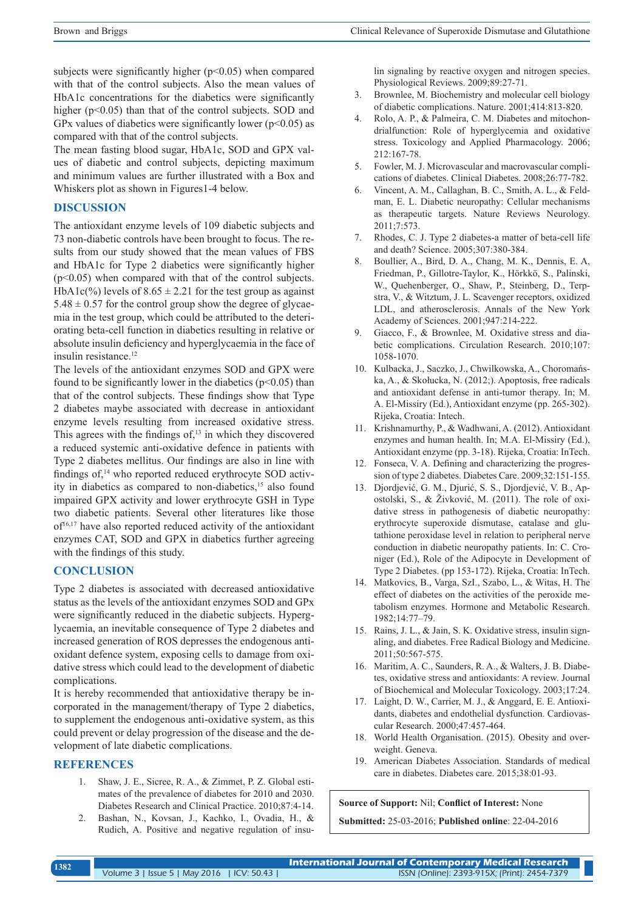subjects were significantly higher ($p<0.05$) when compared with that of the control subjects. Also the mean values of HbA1c concentrations for the diabetics were significantly higher ($p<0.05$) than that of the control subjects. SOD and GPx values of diabetics were significantly lower ($p<0.05$) as compared with that of the control subjects.

The mean fasting blood sugar, HbA1c, SOD and GPX values of diabetic and control subjects, depicting maximum and minimum values are further illustrated with a Box and Whiskers plot as shown in Figures1-4 below.

## DISCUSSION

The antioxidant enzyme levels of 109 diabetic subjects and 73 non-diabetic controls have been brought to focus. The results from our study showed that the mean values of FBS and HbA1c for Type 2 diabetics were significantly higher ($p<0.05$) when compared with that of the control subjects. HbA1c(%) levels of $8.65 \pm 2.21$ for the test group as against $5.48 \pm 0.57$ for the control group show the degree of glycaemia in the test group, which could be attributed to the deteriorating beta-cell function in diabetics resulting in relative or absolute insulin deficiency and hyperglycaemia in the face of insulin resistance.[12]

The levels of the antioxidant enzymes SOD and GPX were found to be significantly lower in the diabetics ($p<0.05$) than that of the control subjects. These findings show that Type 2 diabetes maybe associated with decrease in antioxidant enzyme levels resulting from increased oxidative stress. This agrees with the findings of,[13] in which they discovered a reduced systemic anti-oxidative defence in patients with Type 2 diabetes mellitus. Our findings are also in line with findings of,[14] who reported reduced erythrocyte SOD activity in diabetics as compared to non-diabetics,[15] also found impaired GPX activity and lower erythrocyte GSH in Type two diabetic patients. Several other literatures like those of[16,17] have also reported reduced activity of the antioxidant enzymes CAT, SOD and GPX in diabetics further agreeing with the findings of this study.

## CONCLUSION

Type 2 diabetes is associated with decreased antioxidative status as the levels of the antioxidant enzymes SOD and GPx were significantly reduced in the diabetic subjects. Hyperglycaemia, an inevitable consequence of Type 2 diabetes and increased generation of ROS depresses the endogenous antioxidant defence system, exposing cells to damage from oxidative stress which could lead to the development of diabetic complications.

It is hereby recommended that antioxidative therapy be incorporated in the management/therapy of Type 2 diabetics, to supplement the endogenous anti-oxidative system, as this could prevent or delay progression of the disease and the development of late diabetic complications.

## REFERENCES

1. Shaw, J. E., Sicree, R. A., & Zimmet, P. Z. Global estimates of the prevalence of diabetes for 2010 and 2030. Diabetes Research and Clinical Practice. 2010;87:4-14.
2. Bashan, N., Kovsan, J., Kachko, I., Ovadia, H., & Rudich, A. Positive and negative regulation of insulin signaling by reactive oxygen and nitrogen species. Physiological Reviews. 2009;89:27-71.
3. Brownlee, M. Biochemistry and molecular cell biology of diabetic complications. Nature. 2001;414:813-820.
4. Rolo, A. P., & Palmeira, C. M. Diabetes and mitochondrialfunction: Role of hyperglycemia and oxidative stress. Toxicology and Applied Pharmacology. 2006; 212:167-78.
5. Fowler, M. J. Microvascular and macrovascular complications of diabetes. Clinical Diabetes. 2008;26:77-782.
6. Vincent, A. M., Callaghan, B. C., Smith, A. L., & Feldman, E. L. Diabetic neuropathy: Cellular mechanisms as therapeutic targets. Nature Reviews Neurology. 2011;7:573.
7. Rhodes, C. J. Type 2 diabetes-a matter of beta-cell life and death? Science. 2005;307:380-384.
8. Boullier, A., Bird, D. A., Chang, M. K., Dennis, E. A, Friedman, P., Gillotre-Taylor, K., Hörkkö, S., Palinski, W., Quehenberger, O., Shaw, P., Steinberg, D., Terpstra, V., & Witztum, J. L. Scavenger receptors, oxidized LDL, and atherosclerosis. Annals of the New York Academy of Sciences. 2001;947:214-222.
9. Giacco, F., & Brownlee, M. Oxidative stress and diabetic complications. Circulation Research. 2010;107: 1058-1070.
10. Kulbacka, J., Saczko, J., Chwilkowska, A., Choromańska, A., & Skołucka, N. (2012;). Apoptosis, free radicals and antioxidant defense in anti-tumor therapy. In; M. A. El-Missiry (Ed.), Antioxidant enzyme (pp. 265-302). Rijeka, Croatia: Intech.
11. Krishnamurthy, P., & Wadhwani, A. (2012). Antioxidant enzymes and human health. In; M.A. El-Missiry (Ed.), Antioxidant enzyme (pp. 3-18). Rijeka, Croatia: InTech.
12. Fonseca, V. A. Defining and characterizing the progression of type 2 diabetes. Diabetes Care. 2009;32:151-155.
13. Djordjević, G. M., Djurić, S. S., Djordjević, V. B., Apostolski, S., & Živković, M. (2011). The role of oxidative stress in pathogenesis of diabetic neuropathy: erythrocyte superoxide dismutase, catalase and glutathione peroxidase level in relation to peripheral nerve conduction in diabetic neuropathy patients. In: C. Croniger (Ed.), Role of the Adipocyte in Development of Type 2 Diabetes. (pp 153-172). Rijeka, Croatia: InTech.
14. Matkovics, B., Varga, SzI., Szabo, L., & Witas, H. The effect of diabetes on the activities of the peroxide metabolism enzymes. Hormone and Metabolic Research. 1982;14:77–79.
15. Rains, J. L., & Jain, S. K. Oxidative stress, insulin signaling, and diabetes. Free Radical Biology and Medicine. 2011;50:567-575.
16. Maritim, A. C., Saunders, R. A., & Walters, J. B. Diabetes, oxidative stress and antioxidants: A review. Journal of Biochemical and Molecular Toxicology. 2003;17:24.
17. Laight, D. W., Carrier, M. J., & Anggard, E. E. Antioxidants, diabetes and endothelial dysfunction. Cardiovascular Research. 2000;47:457-464.
18. World Health Organisation. (2015). Obesity and overweight. Geneva.
19. American Diabetes Association. Standards of medical care in diabetes. Diabetes care. 2015;38:01-93.

**Source of Support:** Nil; **Conflict of Interest:** None

**Submitted:** 25-03-2016; **Published online**: 22-04-2016